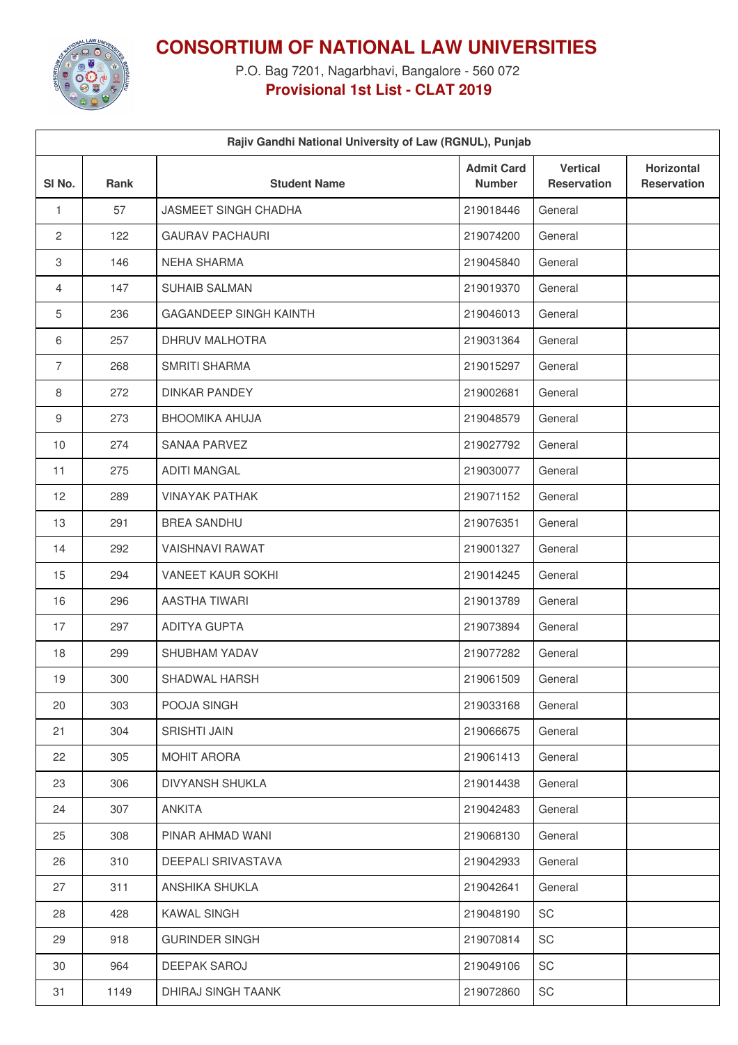# CONSORTIUM OF NATIONAL LAW UNIVERSITIES

P.O. Bag 7201, Nagarbhavi, Bangalore - 560 072

**Provisional 1st List - CLAT 2019**

| Rajiv Gandhi National University of Law (RGNUL), Punjab | | | | | |
|---|---|---|---|---|---|
| **Sl No.** | **Rank** | **Student Name** | **Admit Card Number** | **Vertical Reservation** | **Horizontal Reservation** |
| 1 | 57 | JASMEET SINGH CHADHA | 219018446 | General | |
| 2 | 122 | GAURAV PACHAURI | 219074200 | General | |
| 3 | 146 | NEHA SHARMA | 219045840 | General | |
| 4 | 147 | SUHAIB SALMAN | 219019370 | General | |
| 5 | 236 | GAGANDEEP SINGH KAINTH | 219046013 | General | |
| 6 | 257 | DHRUV MALHOTRA | 219031364 | General | |
| 7 | 268 | SMRITI SHARMA | 219015297 | General | |
| 8 | 272 | DINKAR PANDEY | 219002681 | General | |
| 9 | 273 | BHOOMIKA AHUJA | 219048579 | General | |
| 10 | 274 | SANAA PARVEZ | 219027792 | General | |
| 11 | 275 | ADITI MANGAL | 219030077 | General | |
| 12 | 289 | VINAYAK PATHAK | 219071152 | General | |
| 13 | 291 | BREA SANDHU | 219076351 | General | |
| 14 | 292 | VAISHNAVI RAWAT | 219001327 | General | |
| 15 | 294 | VANEET KAUR SOKHI | 219014245 | General | |
| 16 | 296 | AASTHA TIWARI | 219013789 | General | |
| 17 | 297 | ADITYA GUPTA | 219073894 | General | |
| 18 | 299 | SHUBHAM YADAV | 219077282 | General | |
| 19 | 300 | SHADWAL HARSH | 219061509 | General | |
| 20 | 303 | POOJA SINGH | 219033168 | General | |
| 21 | 304 | SRISHTI JAIN | 219066675 | General | |
| 22 | 305 | MOHIT ARORA | 219061413 | General | |
| 23 | 306 | DIVYANSH SHUKLA | 219014438 | General | |
| 24 | 307 | ANKITA | 219042483 | General | |
| 25 | 308 | PINAR AHMAD WANI | 219068130 | General | |
| 26 | 310 | DEEPALI SRIVASTAVA | 219042933 | General | |
| 27 | 311 | ANSHIKA SHUKLA | 219042641 | General | |
| 28 | 428 | KAWAL SINGH | 219048190 | SC | |
| 29 | 918 | GURINDER SINGH | 219070814 | SC | |
| 30 | 964 | DEEPAK SAROJ | 219049106 | SC | |
| 31 | 1149 | DHIRAJ SINGH TAANK | 219072860 | SC | |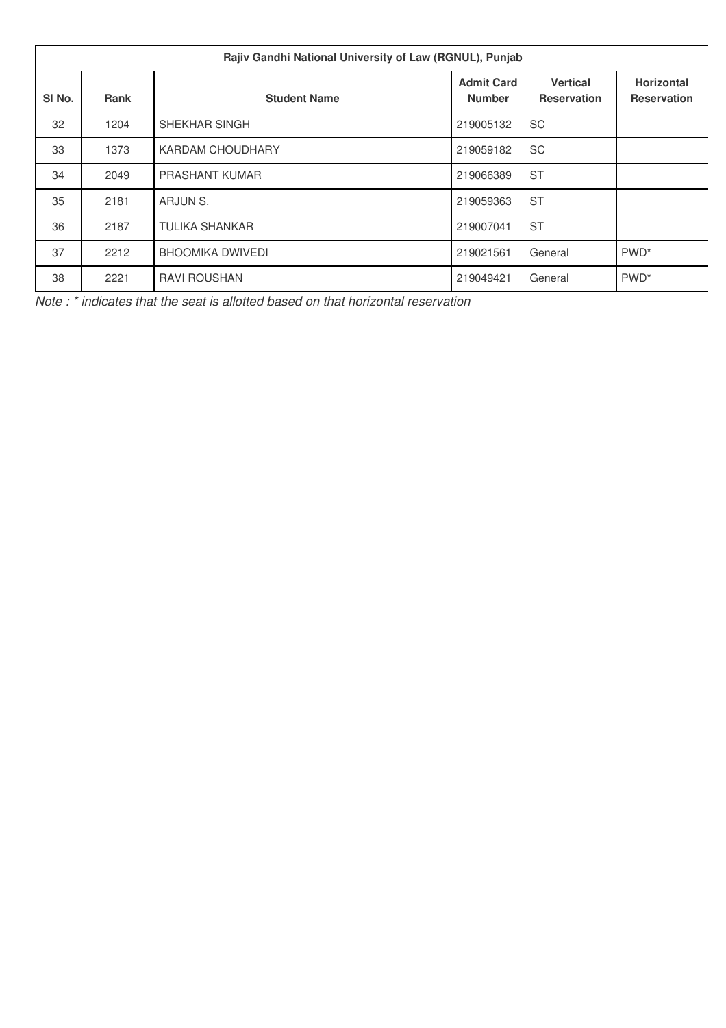| Rajiv Gandhi National University of Law (RGNUL), Punjab | | | | | |
|---|---|---|---|---|---|
| Sl No. | Rank | Student Name | Admit Card Number | Vertical Reservation | Horizontal Reservation |
| 32 | 1204 | SHEKHAR SINGH | 219005132 | SC | |
| 33 | 1373 | KARDAM CHOUDHARY | 219059182 | SC | |
| 34 | 2049 | PRASHANT KUMAR | 219066389 | ST | |
| 35 | 2181 | ARJUN S. | 219059363 | ST | |
| 36 | 2187 | TULIKA SHANKAR | 219007041 | ST | |
| 37 | 2212 | BHOOMIKA DWIVEDI | 219021561 | General | PWD* |
| 38 | 2221 | RAVI ROUSHAN | 219049421 | General | PWD* |

*Note : * indicates that the seat is allotted based on that horizontal reservation*